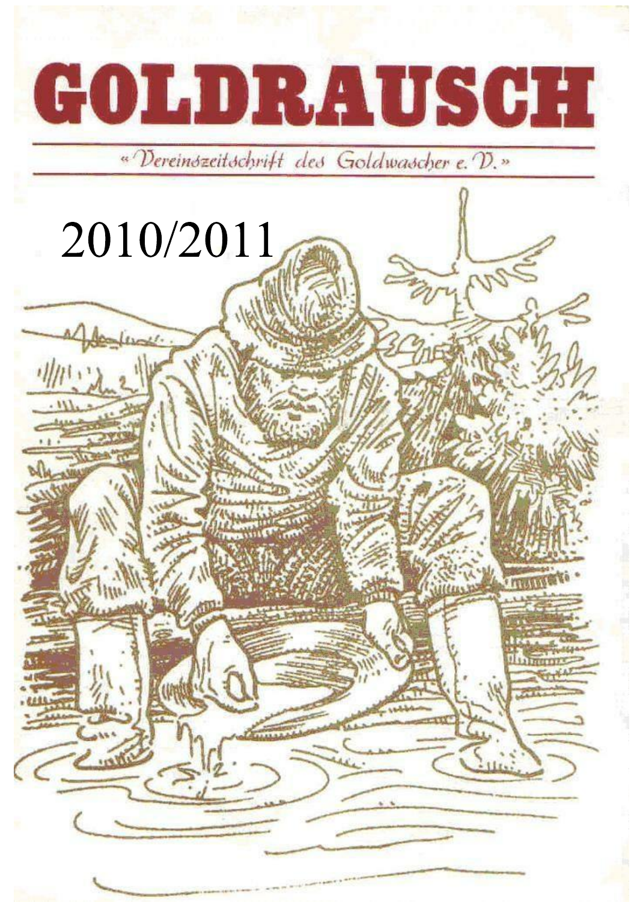# GOLDRAUSCH

« Vereinszeitschrift des Goldwascher e. V. »

2010/2011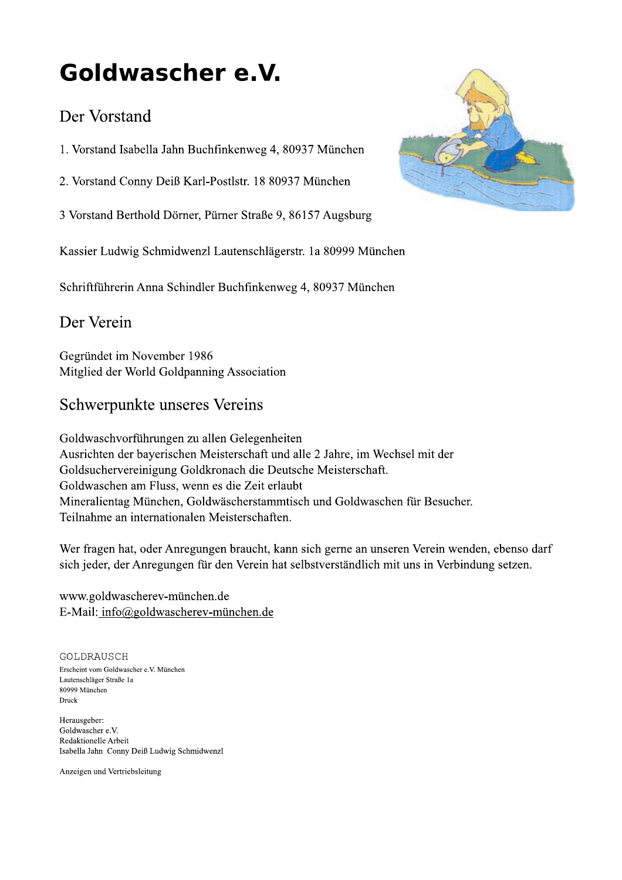# Goldwascher e.V.

## Der Vorstand

1. Vorstand Isabella Jahn Buchfinkenweg 4, 80937 München

2. Vorstand Conny Deiß Karl-Postlstr. 18 80937 München

3 Vorstand Berthold Dörner, Pürner Straße 9, 86157 Augsburg

Kassier Ludwig Schmidwenzl Lautenschlägerstr. 1a 80999 München

Schriftführerin Anna Schindler Buchfinkenweg 4, 80937 München

## Der Verein

Gegründet im November 1986
Mitglied der World Goldpanning Association

## Schwerpunkte unseres Vereins

Goldwaschvorführungen zu allen Gelegenheiten
Ausrichten der bayerischen Meisterschaft und alle 2 Jahre, im Wechsel mit der Goldsuchervereinigung Goldkronach die Deutsche Meisterschaft.
Goldwaschen am Fluss, wenn es die Zeit erlaubt
Mineralientag München, Goldwäscherstammtisch und Goldwaschen für Besucher.
Teilnahme an internationalen Meisterschaften.

Wer fragen hat, oder Anregungen braucht, kann sich gerne an unseren Verein wenden, ebenso darf sich jeder, der Anregungen für den Verein hat selbstverständlich mit uns in Verbindung setzen.

www.goldwascherev-münchen.de
E-Mail: info@goldwascherev-münchen.de

GOLDRAUSCH
Erscheint vom Goldwascher e.V. München
Lautenschläger Straße 1a
80999 München
Druck

Herausgeber:
Goldwascher e.V.
Redaktionelle Arbeit
Isabella Jahn Conny Deiß Ludwig Schmidwenzl

Anzeigen und Vertriebsleitung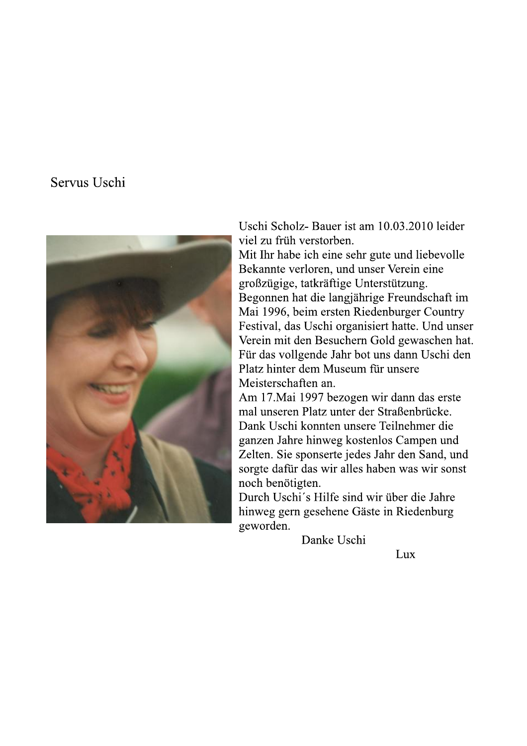# Servus Uschi

Uschi Scholz- Bauer ist am 10.03.2010 leider viel zu früh verstorben.
Mit Ihr habe ich eine sehr gute und liebevolle Bekannte verloren, und unser Verein eine großzügige, tatkräftige Unterstützung.
Begonnen hat die langjährige Freundschaft im Mai 1996, beim ersten Riedenburger Country Festival, das Uschi organisiert hatte. Und unser Verein mit den Besuchern Gold gewaschen hat.
Für das vollgende Jahr bot uns dann Uschi den Platz hinter dem Museum für unsere Meisterschaften an.
Am 17.Mai 1997 bezogen wir dann das erste mal unseren Platz unter der Straßenbrücke.
Dank Uschi konnten unsere Teilnehmer die ganzen Jahre hinweg kostenlos Campen und Zelten. Sie sponserte jedes Jahr den Sand, und sorgte dafür das wir alles haben was wir sonst noch benötigten.
Durch Uschi´s Hilfe sind wir über die Jahre hinweg gern gesehene Gäste in Riedenburg geworden.

Danke Uschi

Lux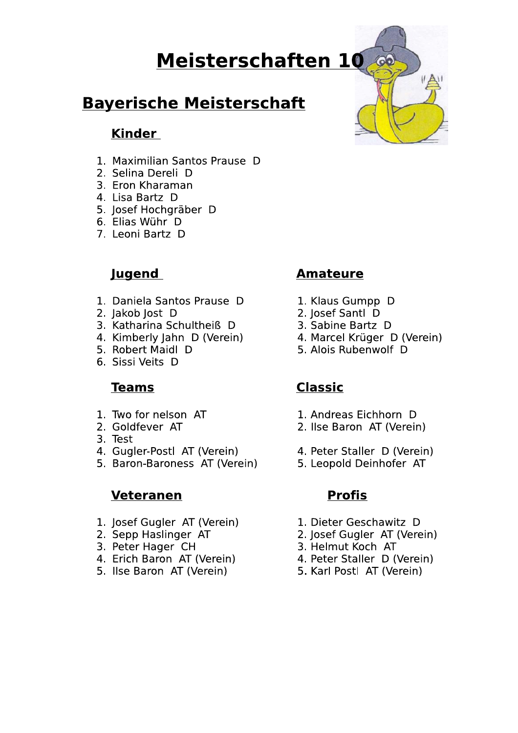# Meisterschaften 10

## Bayerische Meisterschaft

### Kinder

1. Maximilian Santos Prause  D
2. Selina Dereli  D
3. Eron Kharaman
4. Lisa Bartz  D
5. Josef Hochgräber  D
6. Elias Wühr  D
7. Leoni Bartz  D

### Jugend

1. Daniela Santos Prause  D
2. Jakob Jost  D
3. Katharina Schultheiß  D
4. Kimberly Jahn  D (Verein)
5. Robert Maidl  D
6. Sissi Veits  D

### Amateure

1. Klaus Gumpp  D
2. Josef Santl  D
3. Sabine Bartz  D
4. Marcel Krüger  D (Verein)
5. Alois Rubenwolf  D

### Teams

1. Two for nelson  AT
2. Goldfever  AT
3. Test
4. Gugler-Postl  AT (Verein)
5. Baron-Baroness  AT (Verein)

### Classic

1. Andreas Eichhorn  D
2. Ilse Baron  AT (Verein)

4. Peter Staller  D (Verein)
5. Leopold Deinhofer  AT

### Veteranen

1. Josef Gugler  AT (Verein)
2. Sepp Haslinger  AT
3. Peter Hager  CH
4. Erich Baron  AT (Verein)
5. Ilse Baron  AT (Verein)

### Profis

1. Dieter Geschawitz  D
2. Josef Gugler  AT (Verein)
3. Helmut Koch  AT
4. Peter Staller  D (Verein)
5. Karl Postl  AT (Verein)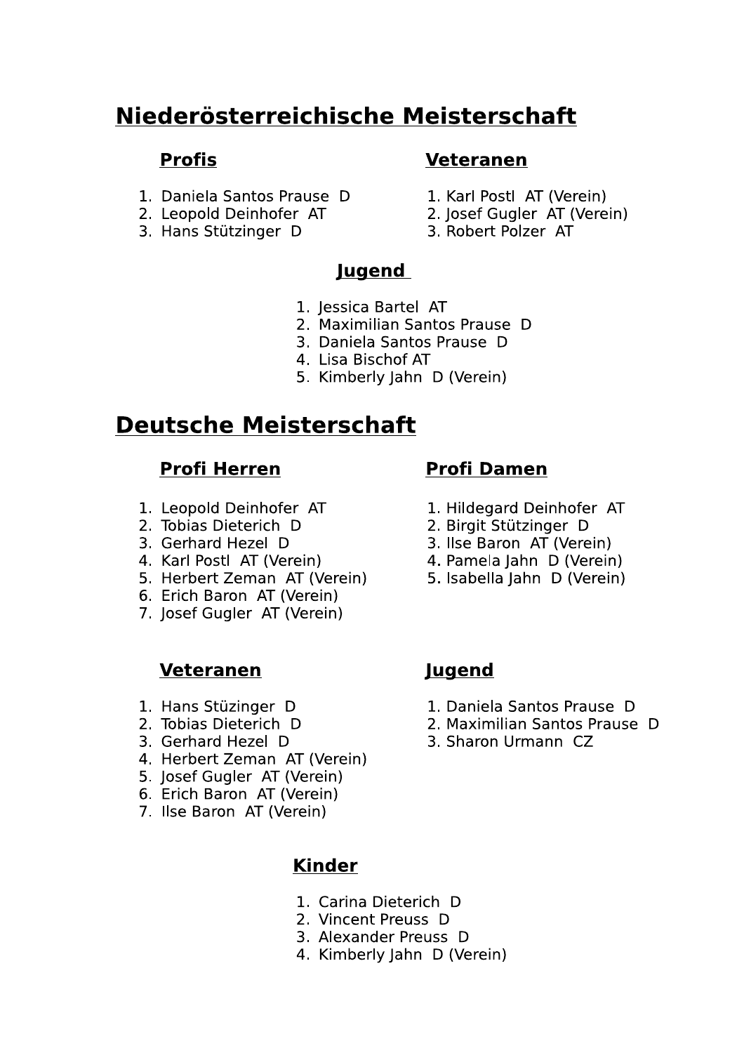# Niederösterreichische Meisterschaft

## Profis

1. Daniela Santos Prause D
2. Leopold Deinhofer AT
3. Hans Stützinger D

## Veteranen

1. Karl Postl AT (Verein)
2. Josef Gugler AT (Verein)
3. Robert Polzer AT

## Jugend

1. Jessica Bartel AT
2. Maximilian Santos Prause D
3. Daniela Santos Prause D
4. Lisa Bischof AT
5. Kimberly Jahn D (Verein)

# Deutsche Meisterschaft

## Profi Herren

1. Leopold Deinhofer AT
2. Tobias Dieterich D
3. Gerhard Hezel D
4. Karl Postl AT (Verein)
5. Herbert Zeman AT (Verein)
6. Erich Baron AT (Verein)
7. Josef Gugler AT (Verein)

## Profi Damen

1. Hildegard Deinhofer AT
2. Birgit Stützinger D
3. Ilse Baron AT (Verein)
4. Pamela Jahn D (Verein)
5. Isabella Jahn D (Verein)

## Veteranen

1. Hans Stüzinger D
2. Tobias Dieterich D
3. Gerhard Hezel D
4. Herbert Zeman AT (Verein)
5. Josef Gugler AT (Verein)
6. Erich Baron AT (Verein)
7. Ilse Baron AT (Verein)

## Jugend

1. Daniela Santos Prause D
2. Maximilian Santos Prause D
3. Sharon Urmann CZ

## Kinder

1. Carina Dieterich D
2. Vincent Preuss D
3. Alexander Preuss D
4. Kimberly Jahn D (Verein)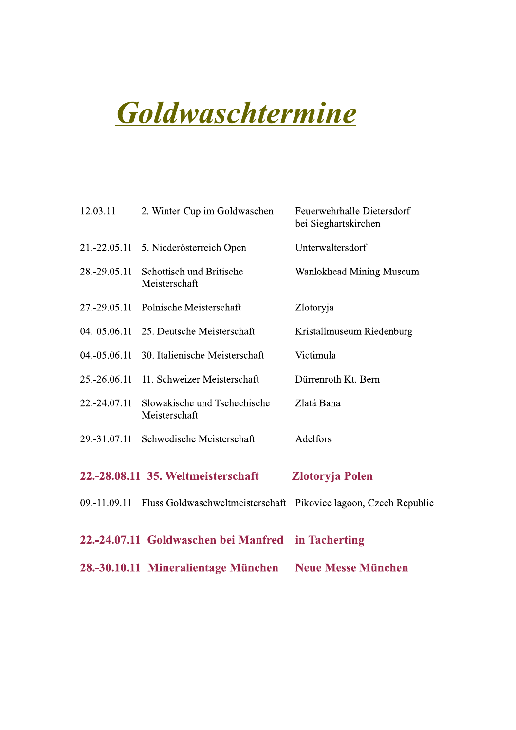# *Goldwaschtermine*

| | | |
|---|---|---|
| 12.03.11 | 2. Winter-Cup im Goldwaschen | Feuerwehrhalle Dietersdorf bei Sieghartskirchen |
| 21.-22.05.11 | 5. Niederösterreich Open | Unterwaltersdorf |
| 28.-29.05.11 | Schottisch und Britische Meisterschaft | Wanlokhead Mining Museum |
| 27.-29.05.11 | Polnische Meisterschaft | Zlotoryja |
| 04.-05.06.11 | 25. Deutsche Meisterschaft | Kristallmuseum Riedenburg |
| 04.-05.06.11 | 30. Italienische Meisterschaft | Victimula |
| 25.-26.06.11 | 11. Schweizer Meisterschaft | Dürrenroth Kt. Bern |
| 22.-24.07.11 | Slowakische und Tschechische Meisterschaft | Zlatá Bana |
| 29.-31.07.11 | Schwedische Meisterschaft | Adelfors |
| **22.-28.08.11** | **35. Weltmeisterschaft** | **Zlotoryja Polen** |
| 09.-11.09.11 | Fluss Goldwaschweltmeisterschaft | Pikovice lagoon, Czech Republic |
| **22.-24.07.11** | **Goldwaschen bei Manfred** | **in Tacherting** |
| **28.-30.10.11** | **Mineralientage München** | **Neue Messe München** |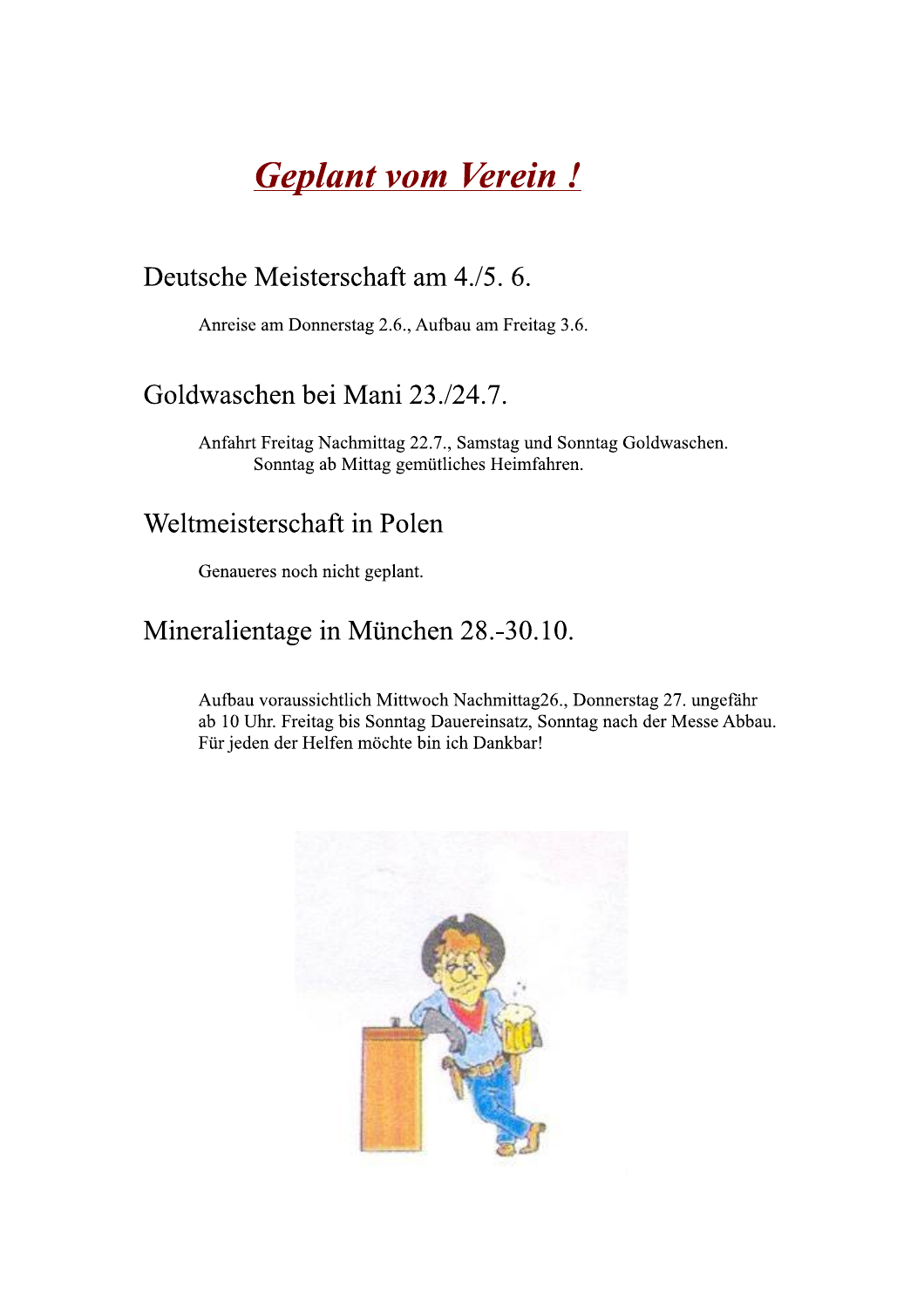# ***Geplant vom Verein !***

## Deutsche Meisterschaft am 4./5. 6.

Anreise am Donnerstag 2.6., Aufbau am Freitag 3.6.

## Goldwaschen bei Mani 23./24.7.

Anfahrt Freitag Nachmittag 22.7., Samstag und Sonntag Goldwaschen. Sonntag ab Mittag gemütliches Heimfahren.

## Weltmeisterschaft in Polen

Genaueres noch nicht geplant.

## Mineralientage in München 28.-30.10.

Aufbau voraussichtlich Mittwoch Nachmittag26., Donnerstag 27. ungefähr ab 10 Uhr. Freitag bis Sonntag Dauereinsatz, Sonntag nach der Messe Abbau. Für jeden der Helfen möchte bin ich Dankbar!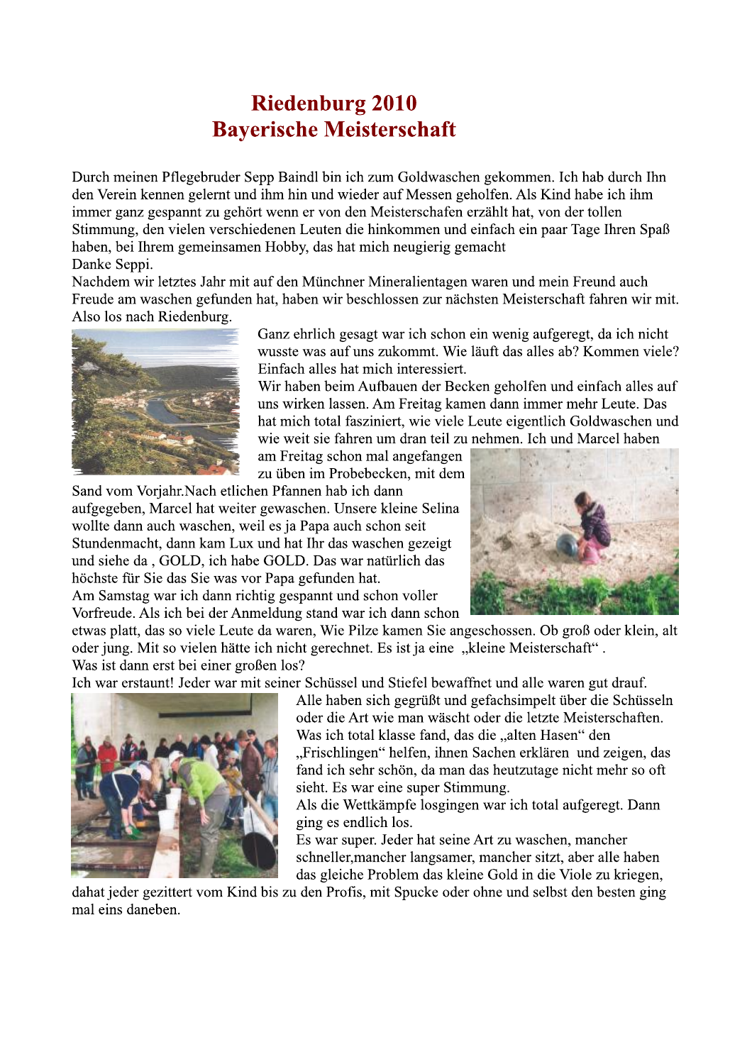# Riedenburg 2010
# Bayerische Meisterschaft

Durch meinen Pflegebruder Sepp Baindl bin ich zum Goldwaschen gekommen. Ich hab durch Ihn den Verein kennen gelernt und ihm hin und wieder auf Messen geholfen. Als Kind habe ich ihm immer ganz gespannt zu gehört wenn er von den Meisterschafen erzählt hat, von der tollen Stimmung, den vielen verschiedenen Leuten die hinkommen und einfach ein paar Tage Ihren Spaß haben, bei Ihrem gemeinsamen Hobby, das hat mich neugierig gemacht
Danke Seppi.
Nachdem wir letztes Jahr mit auf den Münchner Mineralientagen waren und mein Freund auch Freude am waschen gefunden hat, haben wir beschlossen zur nächsten Meisterschaft fahren wir mit. Also los nach Riedenburg.

Ganz ehrlich gesagt war ich schon ein wenig aufgeregt, da ich nicht wusste was auf uns zukommt. Wie läuft das alles ab? Kommen viele? Einfach alles hat mich interessiert.
Wir haben beim Aufbauen der Becken geholfen und einfach alles auf uns wirken lassen. Am Freitag kamen dann immer mehr Leute. Das hat mich total fasziniert, wie viele Leute eigentlich Goldwaschen und wie weit sie fahren um dran teil zu nehmen. Ich und Marcel haben am Freitag schon mal angefangen zu üben im Probebecken, mit dem Sand vom Vorjahr.Nach etlichen Pfannen hab ich dann aufgegeben, Marcel hat weiter gewaschen. Unsere kleine Selina wollte dann auch waschen, weil es ja Papa auch schon seit Stundenmacht, dann kam Lux und hat Ihr das waschen gezeigt und siehe da , GOLD, ich habe GOLD. Das war natürlich das höchste für Sie das Sie was vor Papa gefunden hat.
Am Samstag war ich dann richtig gespannt und schon voller Vorfreude. Als ich bei der Anmeldung stand war ich dann schon etwas platt, das so viele Leute da waren, Wie Pilze kamen Sie angeschossen. Ob groß oder klein, alt oder jung. Mit so vielen hätte ich nicht gerechnet. Es ist ja eine „kleine Meisterschaft“ .
Was ist dann erst bei einer großen los?
Ich war erstaunt! Jeder war mit seiner Schüssel und Stiefel bewaffnet und alle waren gut drauf.

Alle haben sich gegrüßt und gefachsimpelt über die Schüsseln oder die Art wie man wäscht oder die letzte Meisterschaften.
Was ich total klasse fand, das die „alten Hasen“ den „Frischlingen“ helfen, ihnen Sachen erklären und zeigen, das fand ich sehr schön, da man das heutzutage nicht mehr so oft sieht. Es war eine super Stimmung.
Als die Wettkämpfe losgingen war ich total aufgeregt. Dann ging es endlich los.
Es war super. Jeder hat seine Art zu waschen, mancher schneller,mancher langsamer, mancher sitzt, aber alle haben das gleiche Problem das kleine Gold in die Viole zu kriegen, dahat jeder gezittert vom Kind bis zu den Profis, mit Spucke oder ohne und selbst den besten ging mal eins daneben.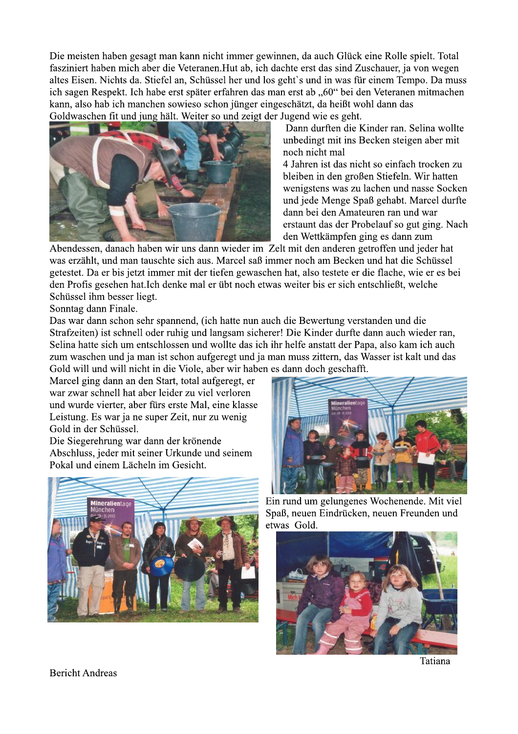Die meisten haben gesagt man kann nicht immer gewinnen, da auch Glück eine Rolle spielt. Total fasziniert haben mich aber die Veteranen.Hut ab, ich dachte erst das sind Zuschauer, ja von wegen altes Eisen. Nichts da. Stiefel an, Schüssel her und los geht`s und in was für einem Tempo. Da muss ich sagen Respekt. Ich habe erst später erfahren das man erst ab „60“ bei den Veteranen mitmachen kann, also hab ich manchen sowieso schon jünger eingeschätzt, da heißt wohl dann das Goldwaschen fit und jung hält. Weiter so und zeigt der Jugend wie es geht.

Dann durften die Kinder ran. Selina wollte unbedingt mit ins Becken steigen aber mit noch nicht mal

4 Jahren ist das nicht so einfach trocken zu bleiben in den großen Stiefeln. Wir hatten wenigstens was zu lachen und nasse Socken und jede Menge Spaß gehabt. Marcel durfte dann bei den Amateuren ran und war erstaunt das der Probelauf so gut ging. Nach den Wettkämpfen ging es dann zum Abendessen, danach haben wir uns dann wieder im Zelt mit den anderen getroffen und jeder hat was erzählt, und man tauschte sich aus. Marcel saß immer noch am Becken und hat die Schüssel getestet. Da er bis jetzt immer mit der tiefen gewaschen hat, also testete er die flache, wie er es bei den Profis gesehen hat.Ich denke mal er übt noch etwas weiter bis er sich entschließt, welche Schüssel ihm besser liegt.

Sonntag dann Finale.

Das war dann schon sehr spannend, (ich hatte nun auch die Bewertung verstanden und die Strafzeiten) ist schnell oder ruhig und langsam sicherer! Die Kinder durfte dann auch wieder ran, Selina hatte sich um entschlossen und wollte das ich ihr helfe anstatt der Papa, also kam ich auch zum waschen und ja man ist schon aufgeregt und ja man muss zittern, das Wasser ist kalt und das Gold will und will nicht in die Viole, aber wir haben es dann doch geschafft.

Marcel ging dann an den Start, total aufgeregt, er war zwar schnell hat aber leider zu viel verloren und wurde vierter, aber fürs erste Mal, eine klasse Leistung. Es war ja ne super Zeit, nur zu wenig Gold in der Schüssel.

Die Siegerehrung war dann der krönende Abschluss, jeder mit seiner Urkunde und seinem Pokal und einem Lächeln im Gesicht.

Ein rund um gelungenes Wochenende. Mit viel Spaß, neuen Eindrücken, neuen Freunden und etwas Gold.

Tatiana

Bericht Andreas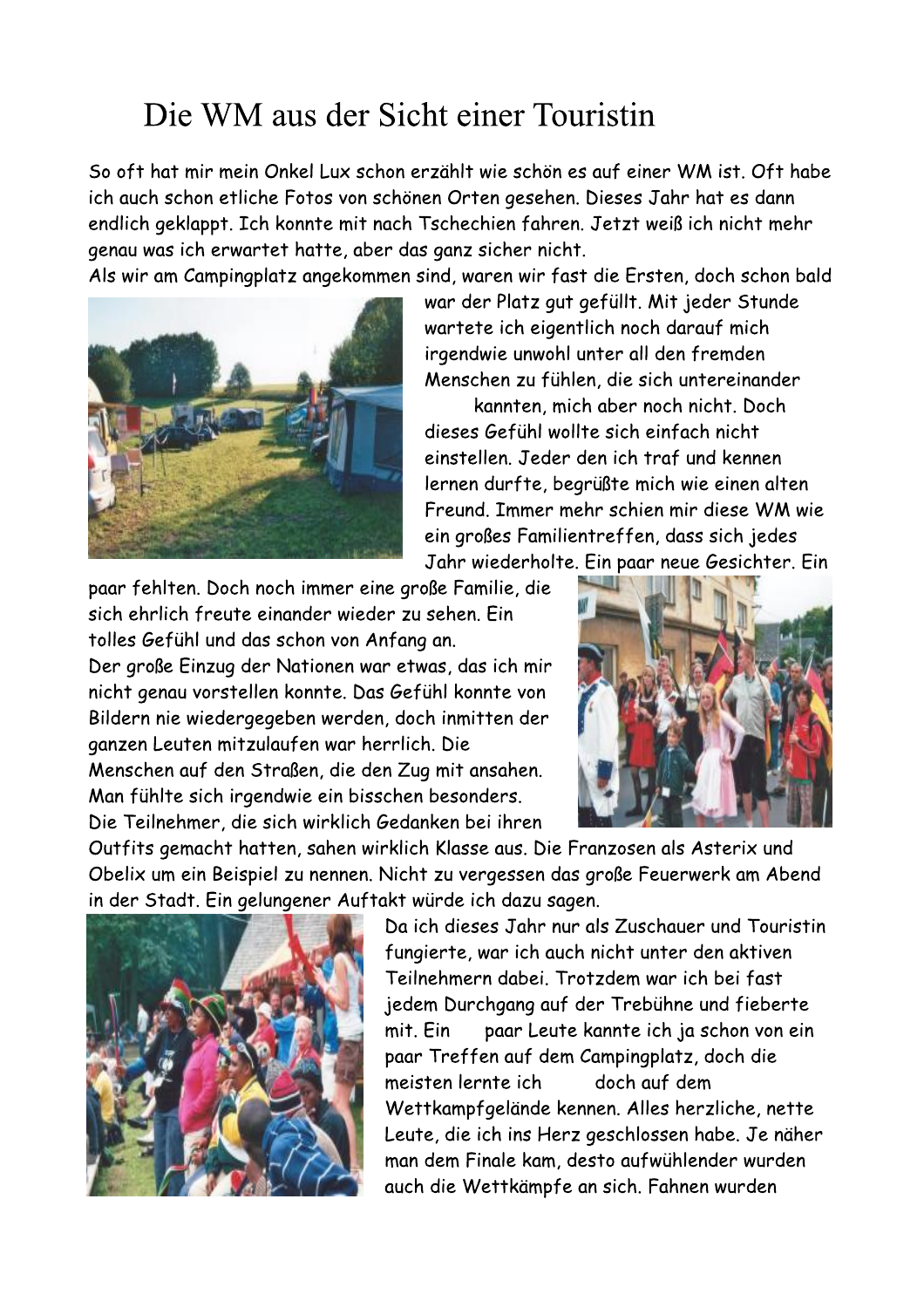# Die WM aus der Sicht einer Touristin

So oft hat mir mein Onkel Lux schon erzählt wie schön es auf einer WM ist. Oft habe ich auch schon etliche Fotos von schönen Orten gesehen. Dieses Jahr hat es dann endlich geklappt. Ich konnte mit nach Tschechien fahren. Jetzt weiß ich nicht mehr genau was ich erwartet hatte, aber das ganz sicher nicht.

Als wir am Campingplatz angekommen sind, waren wir fast die Ersten, doch schon bald war der Platz gut gefüllt. Mit jeder Stunde wartete ich eigentlich noch darauf mich irgendwie unwohl unter all den fremden Menschen zu fühlen, die sich untereinander kannten, mich aber noch nicht. Doch dieses Gefühl wollte sich einfach nicht einstellen. Jeder den ich traf und kennen lernen durfte, begrüßte mich wie einen alten Freund. Immer mehr schien mir diese WM wie ein großes Familientreffen, dass sich jedes Jahr wiederholte. Ein paar neue Gesichter. Ein paar fehlten. Doch noch immer eine große Familie, die sich ehrlich freute einander wieder zu sehen. Ein tolles Gefühl und das schon von Anfang an.

Der große Einzug der Nationen war etwas, das ich mir nicht genau vorstellen konnte. Das Gefühl konnte von Bildern nie wiedergegeben werden, doch inmitten der ganzen Leuten mitzulaufen war herrlich. Die Menschen auf den Straßen, die den Zug mit ansahen. Man fühlte sich irgendwie ein bisschen besonders. Die Teilnehmer, die sich wirklich Gedanken bei ihren Outfits gemacht hatten, sahen wirklich Klasse aus. Die Franzosen als Asterix und Obelix um ein Beispiel zu nennen. Nicht zu vergessen das große Feuerwerk am Abend in der Stadt. Ein gelungener Auftakt würde ich dazu sagen.

Da ich dieses Jahr nur als Zuschauer und Touristin fungierte, war ich auch nicht unter den aktiven Teilnehmern dabei. Trotzdem war ich bei fast jedem Durchgang auf der Trebühne und fieberte mit. Ein paar Leute kannte ich ja schon von ein paar Treffen auf dem Campingplatz, doch die meisten lernte ich doch auf dem Wettkampfgelände kennen. Alles herzliche, nette Leute, die ich ins Herz geschlossen habe. Je näher man dem Finale kam, desto aufwühlender wurden auch die Wettkämpfe an sich. Fahnen wurden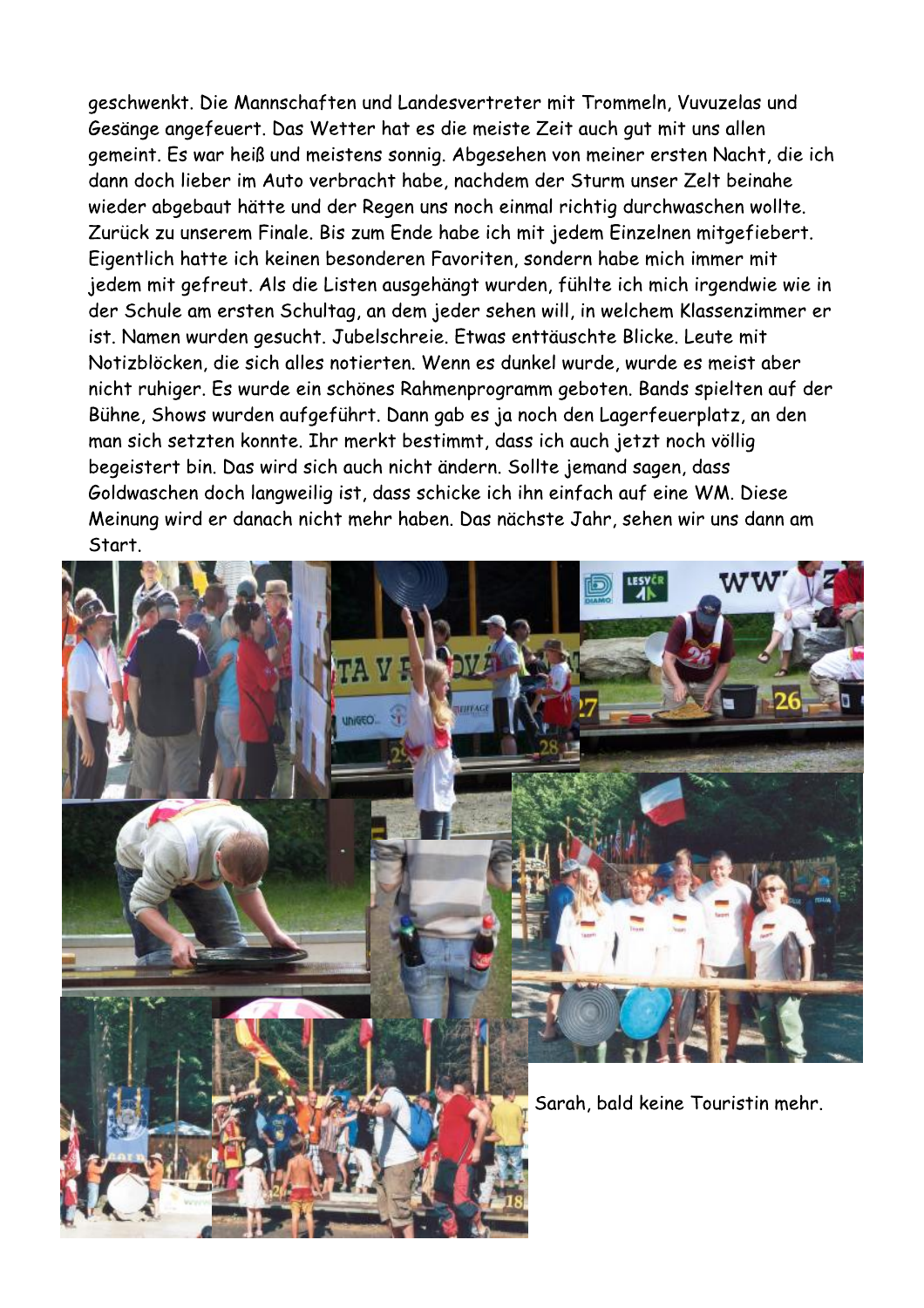geschwenkt. Die Mannschaften und Landesvertreter mit Trommeln, Vuvuzelas und Gesänge angefeuert. Das Wetter hat es die meiste Zeit auch gut mit uns allen gemeint. Es war heiß und meistens sonnig. Abgesehen von meiner ersten Nacht, die ich dann doch lieber im Auto verbracht habe, nachdem der Sturm unser Zelt beinahe wieder abgebaut hätte und der Regen uns noch einmal richtig durchwaschen wollte. Zurück zu unserem Finale. Bis zum Ende habe ich mit jedem Einzelnen mitgefiebert. Eigentlich hatte ich keinen besonderen Favoriten, sondern habe mich immer mit jedem mit gefreut. Als die Listen ausgehängt wurden, fühlte ich mich irgendwie wie in der Schule am ersten Schultag, an dem jeder sehen will, in welchem Klassenzimmer er ist. Namen wurden gesucht. Jubelschreie. Etwas enttäuschte Blicke. Leute mit Notizblöcken, die sich alles notierten. Wenn es dunkel wurde, wurde es meist aber nicht ruhiger. Es wurde ein schönes Rahmenprogramm geboten. Bands spielten auf der Bühne, Shows wurden aufgeführt. Dann gab es ja noch den Lagerfeuerplatz, an den man sich setzten konnte. Ihr merkt bestimmt, dass ich auch jetzt noch völlig begeistert bin. Das wird sich auch nicht ändern. Sollte jemand sagen, dass Goldwaschen doch langweilig ist, dass schicke ich ihn einfach auf eine WM. Diese Meinung wird er danach nicht mehr haben. Das nächste Jahr, sehen wir uns dann am Start.

Sarah, bald keine Touristin mehr.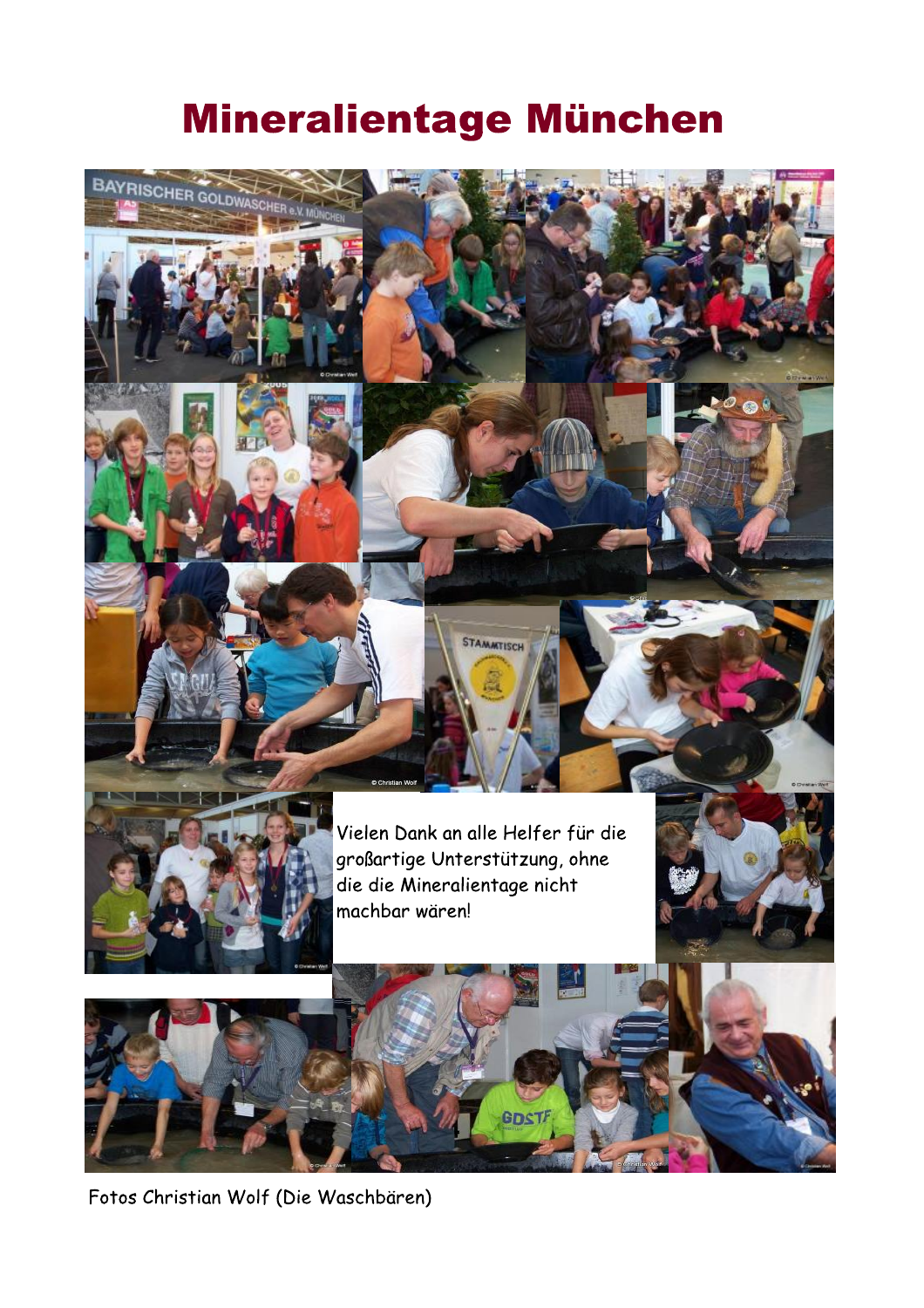# Mineralientage München

Vielen Dank an alle Helfer für die großartige Unterstützung, ohne die die Mineralientage nicht machbar wären!

Fotos Christian Wolf (Die Waschbären)